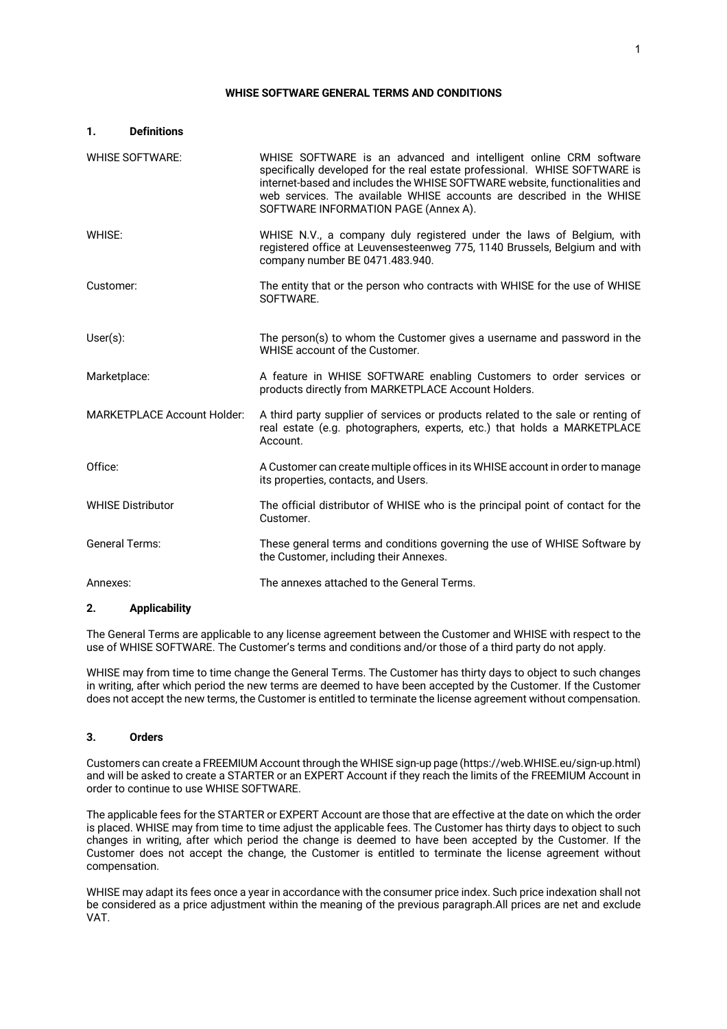# WHISE SOFTWARE GENERAL TERMS AND CONDITIONS

## 1. Definitions

| | |
|---|---|
| WHISE SOFTWARE: | WHISE SOFTWARE is an advanced and intelligent online CRM software specifically developed for the real estate professional. WHISE SOFTWARE is internet-based and includes the WHISE SOFTWARE website, functionalities and web services. The available WHISE accounts are described in the WHISE SOFTWARE INFORMATION PAGE (Annex A). |
| WHISE: | WHISE N.V., a company duly registered under the laws of Belgium, with registered office at Leuvensesteenweg 775, 1140 Brussels, Belgium and with company number BE 0471.483.940. |
| Customer: | The entity that or the person who contracts with WHISE for the use of WHISE SOFTWARE. |
| User(s): | The person(s) to whom the Customer gives a username and password in the WHISE account of the Customer. |
| Marketplace: | A feature in WHISE SOFTWARE enabling Customers to order services or products directly from MARKETPLACE Account Holders. |
| MARKETPLACE Account Holder: | A third party supplier of services or products related to the sale or renting of real estate (e.g. photographers, experts, etc.) that holds a MARKETPLACE Account. |
| Office: | A Customer can create multiple offices in its WHISE account in order to manage its properties, contacts, and Users. |
| WHISE Distributor | The official distributor of WHISE who is the principal point of contact for the Customer. |
| General Terms: | These general terms and conditions governing the use of WHISE Software by the Customer, including their Annexes. |
| Annexes: | The annexes attached to the General Terms. |

## 2. Applicability

The General Terms are applicable to any license agreement between the Customer and WHISE with respect to the use of WHISE SOFTWARE. The Customer's terms and conditions and/or those of a third party do not apply.

WHISE may from time to time change the General Terms. The Customer has thirty days to object to such changes in writing, after which period the new terms are deemed to have been accepted by the Customer. If the Customer does not accept the new terms, the Customer is entitled to terminate the license agreement without compensation.

## 3. Orders

Customers can create a FREEMIUM Account through the WHISE sign-up page (https://web.WHISE.eu/sign-up.html) and will be asked to create a STARTER or an EXPERT Account if they reach the limits of the FREEMIUM Account in order to continue to use WHISE SOFTWARE.

The applicable fees for the STARTER or EXPERT Account are those that are effective at the date on which the order is placed. WHISE may from time to time adjust the applicable fees. The Customer has thirty days to object to such changes in writing, after which period the change is deemed to have been accepted by the Customer. If the Customer does not accept the change, the Customer is entitled to terminate the license agreement without compensation.

WHISE may adapt its fees once a year in accordance with the consumer price index. Such price indexation shall not be considered as a price adjustment within the meaning of the previous paragraph.All prices are net and exclude VAT.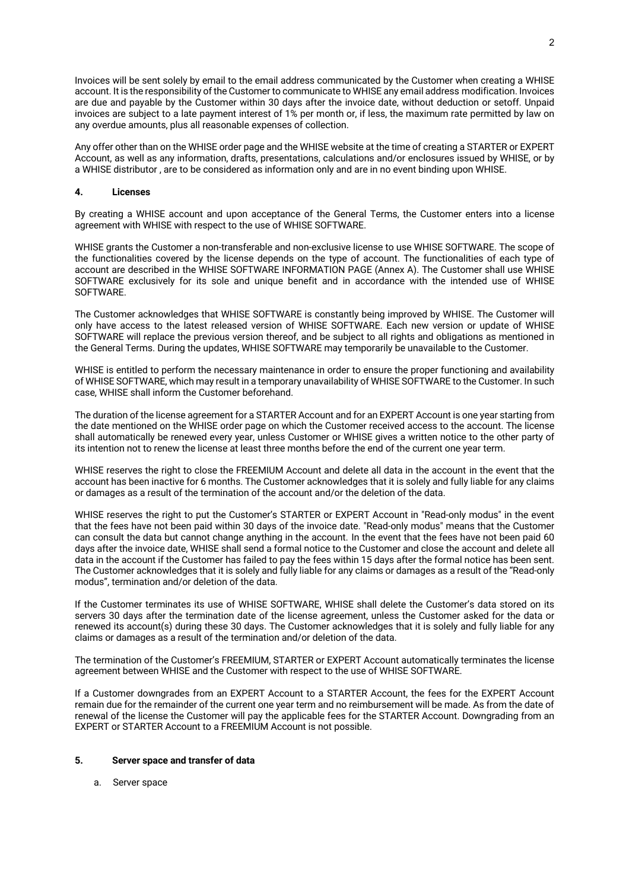Invoices will be sent solely by email to the email address communicated by the Customer when creating a WHISE account. It is the responsibility of the Customer to communicate to WHISE any email address modification. Invoices are due and payable by the Customer within 30 days after the invoice date, without deduction or setoff. Unpaid invoices are subject to a late payment interest of 1% per month or, if less, the maximum rate permitted by law on any overdue amounts, plus all reasonable expenses of collection.

Any offer other than on the WHISE order page and the WHISE website at the time of creating a STARTER or EXPERT Account, as well as any information, drafts, presentations, calculations and/or enclosures issued by WHISE, or by a WHISE distributor , are to be considered as information only and are in no event binding upon WHISE.

## 4. Licenses

By creating a WHISE account and upon acceptance of the General Terms, the Customer enters into a license agreement with WHISE with respect to the use of WHISE SOFTWARE.

WHISE grants the Customer a non-transferable and non-exclusive license to use WHISE SOFTWARE. The scope of the functionalities covered by the license depends on the type of account. The functionalities of each type of account are described in the WHISE SOFTWARE INFORMATION PAGE (Annex A). The Customer shall use WHISE SOFTWARE exclusively for its sole and unique benefit and in accordance with the intended use of WHISE SOFTWARE.

The Customer acknowledges that WHISE SOFTWARE is constantly being improved by WHISE. The Customer will only have access to the latest released version of WHISE SOFTWARE. Each new version or update of WHISE SOFTWARE will replace the previous version thereof, and be subject to all rights and obligations as mentioned in the General Terms. During the updates, WHISE SOFTWARE may temporarily be unavailable to the Customer.

WHISE is entitled to perform the necessary maintenance in order to ensure the proper functioning and availability of WHISE SOFTWARE, which may result in a temporary unavailability of WHISE SOFTWARE to the Customer. In such case, WHISE shall inform the Customer beforehand.

The duration of the license agreement for a STARTER Account and for an EXPERT Account is one year starting from the date mentioned on the WHISE order page on which the Customer received access to the account. The license shall automatically be renewed every year, unless Customer or WHISE gives a written notice to the other party of its intention not to renew the license at least three months before the end of the current one year term.

WHISE reserves the right to close the FREEMIUM Account and delete all data in the account in the event that the account has been inactive for 6 months. The Customer acknowledges that it is solely and fully liable for any claims or damages as a result of the termination of the account and/or the deletion of the data.

WHISE reserves the right to put the Customer's STARTER or EXPERT Account in "Read-only modus" in the event that the fees have not been paid within 30 days of the invoice date. "Read-only modus" means that the Customer can consult the data but cannot change anything in the account. In the event that the fees have not been paid 60 days after the invoice date, WHISE shall send a formal notice to the Customer and close the account and delete all data in the account if the Customer has failed to pay the fees within 15 days after the formal notice has been sent. The Customer acknowledges that it is solely and fully liable for any claims or damages as a result of the "Read-only modus", termination and/or deletion of the data.

If the Customer terminates its use of WHISE SOFTWARE, WHISE shall delete the Customer's data stored on its servers 30 days after the termination date of the license agreement, unless the Customer asked for the data or renewed its account(s) during these 30 days. The Customer acknowledges that it is solely and fully liable for any claims or damages as a result of the termination and/or deletion of the data.

The termination of the Customer's FREEMIUM, STARTER or EXPERT Account automatically terminates the license agreement between WHISE and the Customer with respect to the use of WHISE SOFTWARE.

If a Customer downgrades from an EXPERT Account to a STARTER Account, the fees for the EXPERT Account remain due for the remainder of the current one year term and no reimbursement will be made. As from the date of renewal of the license the Customer will pay the applicable fees for the STARTER Account. Downgrading from an EXPERT or STARTER Account to a FREEMIUM Account is not possible.

## 5. Server space and transfer of data

a. Server space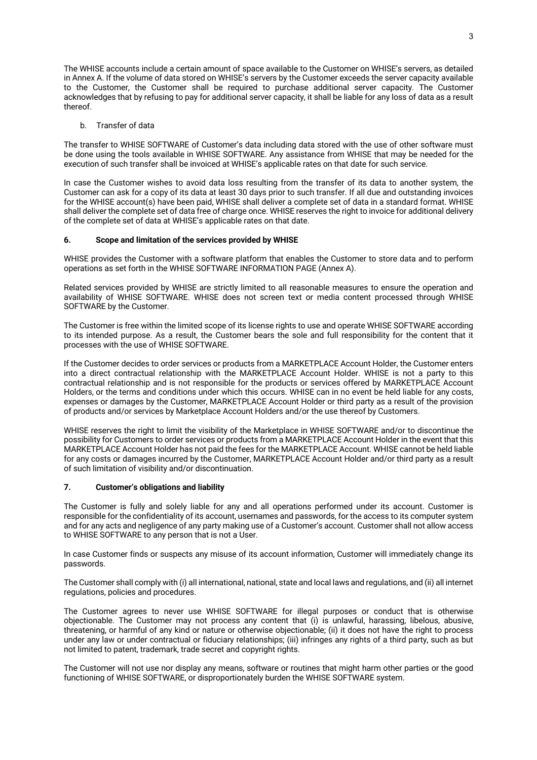The WHISE accounts include a certain amount of space available to the Customer on WHISE's servers, as detailed in Annex A. If the volume of data stored on WHISE's servers by the Customer exceeds the server capacity available to the Customer, the Customer shall be required to purchase additional server capacity. The Customer acknowledges that by refusing to pay for additional server capacity, it shall be liable for any loss of data as a result thereof.

b. Transfer of data

The transfer to WHISE SOFTWARE of Customer's data including data stored with the use of other software must be done using the tools available in WHISE SOFTWARE. Any assistance from WHISE that may be needed for the execution of such transfer shall be invoiced at WHISE's applicable rates on that date for such service.

In case the Customer wishes to avoid data loss resulting from the transfer of its data to another system, the Customer can ask for a copy of its data at least 30 days prior to such transfer. If all due and outstanding invoices for the WHISE account(s) have been paid, WHISE shall deliver a complete set of data in a standard format. WHISE shall deliver the complete set of data free of charge once. WHISE reserves the right to invoice for additional delivery of the complete set of data at WHISE's applicable rates on that date.

## 6. Scope and limitation of the services provided by WHISE

WHISE provides the Customer with a software platform that enables the Customer to store data and to perform operations as set forth in the WHISE SOFTWARE INFORMATION PAGE (Annex A).

Related services provided by WHISE are strictly limited to all reasonable measures to ensure the operation and availability of WHISE SOFTWARE. WHISE does not screen text or media content processed through WHISE SOFTWARE by the Customer.

The Customer is free within the limited scope of its license rights to use and operate WHISE SOFTWARE according to its intended purpose. As a result, the Customer bears the sole and full responsibility for the content that it processes with the use of WHISE SOFTWARE.

If the Customer decides to order services or products from a MARKETPLACE Account Holder, the Customer enters into a direct contractual relationship with the MARKETPLACE Account Holder. WHISE is not a party to this contractual relationship and is not responsible for the products or services offered by MARKETPLACE Account Holders, or the terms and conditions under which this occurs. WHISE can in no event be held liable for any costs, expenses or damages by the Customer, MARKETPLACE Account Holder or third party as a result of the provision of products and/or services by Marketplace Account Holders and/or the use thereof by Customers.

WHISE reserves the right to limit the visibility of the Marketplace in WHISE SOFTWARE and/or to discontinue the possibility for Customers to order services or products from a MARKETPLACE Account Holder in the event that this MARKETPLACE Account Holder has not paid the fees for the MARKETPLACE Account. WHISE cannot be held liable for any costs or damages incurred by the Customer, MARKETPLACE Account Holder and/or third party as a result of such limitation of visibility and/or discontinuation.

## 7. Customer's obligations and liability

The Customer is fully and solely liable for any and all operations performed under its account. Customer is responsible for the confidentiality of its account, usernames and passwords, for the access to its computer system and for any acts and negligence of any party making use of a Customer's account. Customer shall not allow access to WHISE SOFTWARE to any person that is not a User.

In case Customer finds or suspects any misuse of its account information, Customer will immediately change its passwords.

The Customer shall comply with (i) all international, national, state and local laws and regulations, and (ii) all internet regulations, policies and procedures.

The Customer agrees to never use WHISE SOFTWARE for illegal purposes or conduct that is otherwise objectionable. The Customer may not process any content that (i) is unlawful, harassing, libelous, abusive, threatening, or harmful of any kind or nature or otherwise objectionable; (ii) it does not have the right to process under any law or under contractual or fiduciary relationships; (iii) infringes any rights of a third party, such as but not limited to patent, trademark, trade secret and copyright rights.

The Customer will not use nor display any means, software or routines that might harm other parties or the good functioning of WHISE SOFTWARE, or disproportionately burden the WHISE SOFTWARE system.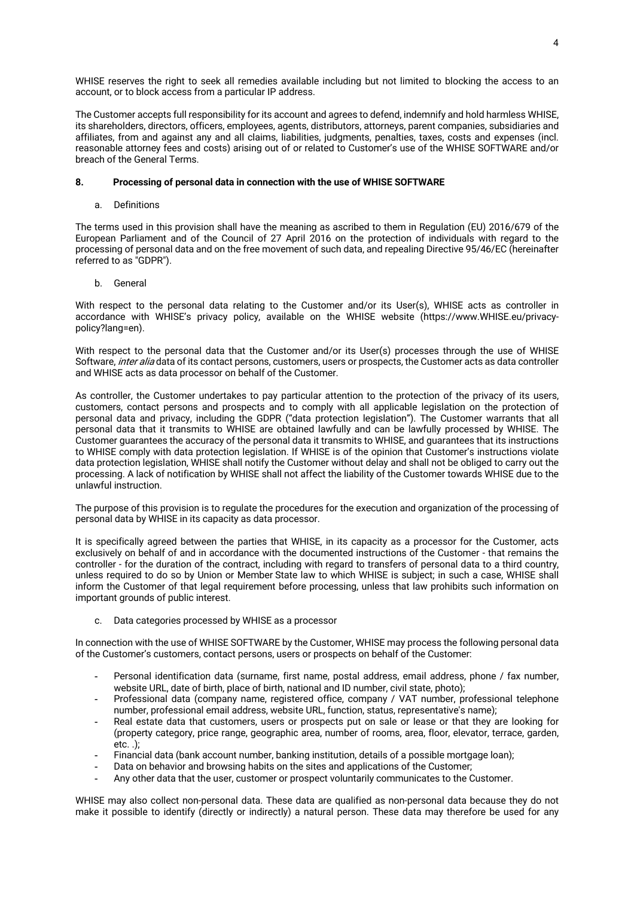WHISE reserves the right to seek all remedies available including but not limited to blocking the access to an account, or to block access from a particular IP address.

The Customer accepts full responsibility for its account and agrees to defend, indemnify and hold harmless WHISE, its shareholders, directors, officers, employees, agents, distributors, attorneys, parent companies, subsidiaries and affiliates, from and against any and all claims, liabilities, judgments, penalties, taxes, costs and expenses (incl. reasonable attorney fees and costs) arising out of or related to Customer's use of the WHISE SOFTWARE and/or breach of the General Terms.

## 8. Processing of personal data in connection with the use of WHISE SOFTWARE

a. Definitions

The terms used in this provision shall have the meaning as ascribed to them in Regulation (EU) 2016/679 of the European Parliament and of the Council of 27 April 2016 on the protection of individuals with regard to the processing of personal data and on the free movement of such data, and repealing Directive 95/46/EC (hereinafter referred to as "GDPR").

b. General

With respect to the personal data relating to the Customer and/or its User(s), WHISE acts as controller in accordance with WHISE's privacy policy, available on the WHISE website (https://www.WHISE.eu/privacy-policy?lang=en).

With respect to the personal data that the Customer and/or its User(s) processes through the use of WHISE Software, *inter alia* data of its contact persons, customers, users or prospects, the Customer acts as data controller and WHISE acts as data processor on behalf of the Customer.

As controller, the Customer undertakes to pay particular attention to the protection of the privacy of its users, customers, contact persons and prospects and to comply with all applicable legislation on the protection of personal data and privacy, including the GDPR ("data protection legislation"). The Customer warrants that all personal data that it transmits to WHISE are obtained lawfully and can be lawfully processed by WHISE. The Customer guarantees the accuracy of the personal data it transmits to WHISE, and guarantees that its instructions to WHISE comply with data protection legislation. If WHISE is of the opinion that Customer's instructions violate data protection legislation, WHISE shall notify the Customer without delay and shall not be obliged to carry out the processing. A lack of notification by WHISE shall not affect the liability of the Customer towards WHISE due to the unlawful instruction.

The purpose of this provision is to regulate the procedures for the execution and organization of the processing of personal data by WHISE in its capacity as data processor.

It is specifically agreed between the parties that WHISE, in its capacity as a processor for the Customer, acts exclusively on behalf of and in accordance with the documented instructions of the Customer - that remains the controller - for the duration of the contract, including with regard to transfers of personal data to a third country, unless required to do so by Union or Member State law to which WHISE is subject; in such a case, WHISE shall inform the Customer of that legal requirement before processing, unless that law prohibits such information on important grounds of public interest.

c. Data categories processed by WHISE as a processor

In connection with the use of WHISE SOFTWARE by the Customer, WHISE may process the following personal data of the Customer's customers, contact persons, users or prospects on behalf of the Customer:

- Personal identification data (surname, first name, postal address, email address, phone / fax number, website URL, date of birth, place of birth, national and ID number, civil state, photo);
- Professional data (company name, registered office, company / VAT number, professional telephone number, professional email address, website URL, function, status, representative's name);
- Real estate data that customers, users or prospects put on sale or lease or that they are looking for (property category, price range, geographic area, number of rooms, area, floor, elevator, terrace, garden, etc. .);
- Financial data (bank account number, banking institution, details of a possible mortgage loan);
- Data on behavior and browsing habits on the sites and applications of the Customer;
- Any other data that the user, customer or prospect voluntarily communicates to the Customer.

WHISE may also collect non-personal data. These data are qualified as non-personal data because they do not make it possible to identify (directly or indirectly) a natural person. These data may therefore be used for any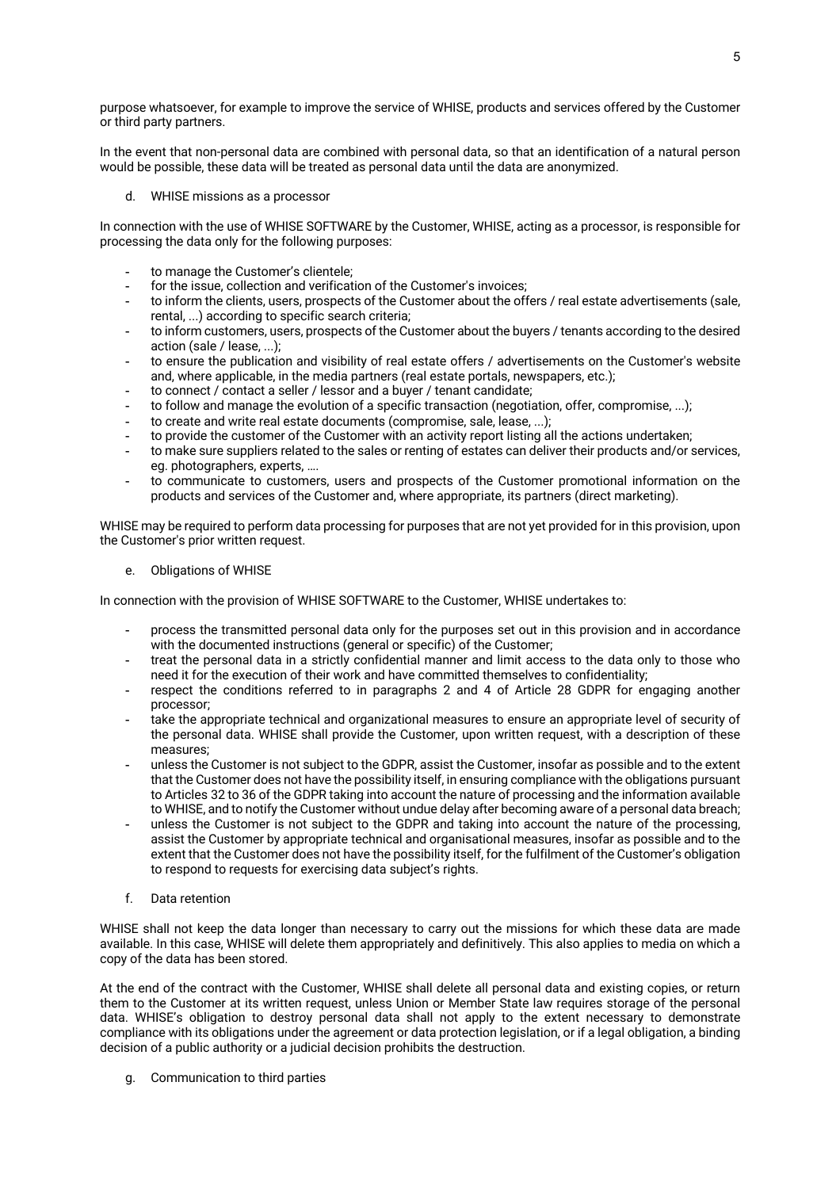purpose whatsoever, for example to improve the service of WHISE, products and services offered by the Customer or third party partners.

In the event that non-personal data are combined with personal data, so that an identification of a natural person would be possible, these data will be treated as personal data until the data are anonymized.

d. WHISE missions as a processor

In connection with the use of WHISE SOFTWARE by the Customer, WHISE, acting as a processor, is responsible for processing the data only for the following purposes:

- to manage the Customer's clientele;
- for the issue, collection and verification of the Customer's invoices;
- to inform the clients, users, prospects of the Customer about the offers / real estate advertisements (sale, rental, ...) according to specific search criteria;
- to inform customers, users, prospects of the Customer about the buyers / tenants according to the desired action (sale / lease, ...);
- to ensure the publication and visibility of real estate offers / advertisements on the Customer's website and, where applicable, in the media partners (real estate portals, newspapers, etc.);
- to connect / contact a seller / lessor and a buyer / tenant candidate;
- to follow and manage the evolution of a specific transaction (negotiation, offer, compromise, ...);
- to create and write real estate documents (compromise, sale, lease, ...);
- to provide the customer of the Customer with an activity report listing all the actions undertaken;
- to make sure suppliers related to the sales or renting of estates can deliver their products and/or services, eg. photographers, experts, ….
- to communicate to customers, users and prospects of the Customer promotional information on the products and services of the Customer and, where appropriate, its partners (direct marketing).

WHISE may be required to perform data processing for purposes that are not yet provided for in this provision, upon the Customer's prior written request.

e. Obligations of WHISE

In connection with the provision of WHISE SOFTWARE to the Customer, WHISE undertakes to:

- process the transmitted personal data only for the purposes set out in this provision and in accordance with the documented instructions (general or specific) of the Customer;
- treat the personal data in a strictly confidential manner and limit access to the data only to those who need it for the execution of their work and have committed themselves to confidentiality;
- respect the conditions referred to in paragraphs 2 and 4 of Article 28 GDPR for engaging another processor;
- take the appropriate technical and organizational measures to ensure an appropriate level of security of the personal data. WHISE shall provide the Customer, upon written request, with a description of these measures;
- unless the Customer is not subject to the GDPR, assist the Customer, insofar as possible and to the extent that the Customer does not have the possibility itself, in ensuring compliance with the obligations pursuant to Articles 32 to 36 of the GDPR taking into account the nature of processing and the information available to WHISE, and to notify the Customer without undue delay after becoming aware of a personal data breach;
- unless the Customer is not subject to the GDPR and taking into account the nature of the processing, assist the Customer by appropriate technical and organisational measures, insofar as possible and to the extent that the Customer does not have the possibility itself, for the fulfilment of the Customer's obligation to respond to requests for exercising data subject's rights.

f. Data retention

WHISE shall not keep the data longer than necessary to carry out the missions for which these data are made available. In this case, WHISE will delete them appropriately and definitively. This also applies to media on which a copy of the data has been stored.

At the end of the contract with the Customer, WHISE shall delete all personal data and existing copies, or return them to the Customer at its written request, unless Union or Member State law requires storage of the personal data. WHISE's obligation to destroy personal data shall not apply to the extent necessary to demonstrate compliance with its obligations under the agreement or data protection legislation, or if a legal obligation, a binding decision of a public authority or a judicial decision prohibits the destruction.

g. Communication to third parties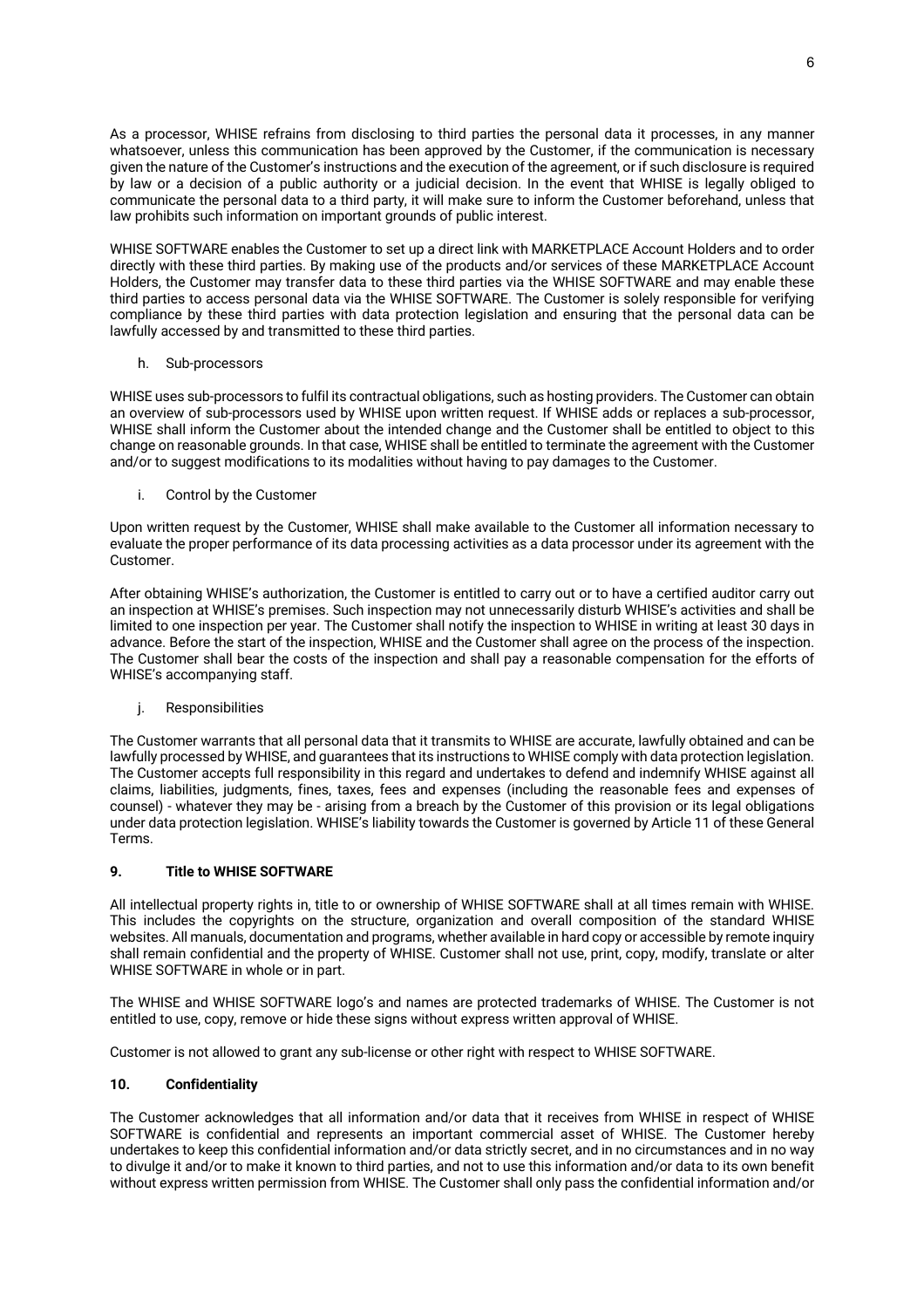As a processor, WHISE refrains from disclosing to third parties the personal data it processes, in any manner whatsoever, unless this communication has been approved by the Customer, if the communication is necessary given the nature of the Customer's instructions and the execution of the agreement, or if such disclosure is required by law or a decision of a public authority or a judicial decision. In the event that WHISE is legally obliged to communicate the personal data to a third party, it will make sure to inform the Customer beforehand, unless that law prohibits such information on important grounds of public interest.

WHISE SOFTWARE enables the Customer to set up a direct link with MARKETPLACE Account Holders and to order directly with these third parties. By making use of the products and/or services of these MARKETPLACE Account Holders, the Customer may transfer data to these third parties via the WHISE SOFTWARE and may enable these third parties to access personal data via the WHISE SOFTWARE. The Customer is solely responsible for verifying compliance by these third parties with data protection legislation and ensuring that the personal data can be lawfully accessed by and transmitted to these third parties.

h. Sub-processors

WHISE uses sub-processors to fulfil its contractual obligations, such as hosting providers. The Customer can obtain an overview of sub-processors used by WHISE upon written request. If WHISE adds or replaces a sub-processor, WHISE shall inform the Customer about the intended change and the Customer shall be entitled to object to this change on reasonable grounds. In that case, WHISE shall be entitled to terminate the agreement with the Customer and/or to suggest modifications to its modalities without having to pay damages to the Customer.

i. Control by the Customer

Upon written request by the Customer, WHISE shall make available to the Customer all information necessary to evaluate the proper performance of its data processing activities as a data processor under its agreement with the Customer.

After obtaining WHISE's authorization, the Customer is entitled to carry out or to have a certified auditor carry out an inspection at WHISE's premises. Such inspection may not unnecessarily disturb WHISE's activities and shall be limited to one inspection per year. The Customer shall notify the inspection to WHISE in writing at least 30 days in advance. Before the start of the inspection, WHISE and the Customer shall agree on the process of the inspection. The Customer shall bear the costs of the inspection and shall pay a reasonable compensation for the efforts of WHISE's accompanying staff.

j. Responsibilities

The Customer warrants that all personal data that it transmits to WHISE are accurate, lawfully obtained and can be lawfully processed by WHISE, and guarantees that its instructions to WHISE comply with data protection legislation. The Customer accepts full responsibility in this regard and undertakes to defend and indemnify WHISE against all claims, liabilities, judgments, fines, taxes, fees and expenses (including the reasonable fees and expenses of counsel) - whatever they may be - arising from a breach by the Customer of this provision or its legal obligations under data protection legislation. WHISE's liability towards the Customer is governed by Article 11 of these General Terms.

## 9. Title to WHISE SOFTWARE

All intellectual property rights in, title to or ownership of WHISE SOFTWARE shall at all times remain with WHISE. This includes the copyrights on the structure, organization and overall composition of the standard WHISE websites. All manuals, documentation and programs, whether available in hard copy or accessible by remote inquiry shall remain confidential and the property of WHISE. Customer shall not use, print, copy, modify, translate or alter WHISE SOFTWARE in whole or in part.

The WHISE and WHISE SOFTWARE logo's and names are protected trademarks of WHISE. The Customer is not entitled to use, copy, remove or hide these signs without express written approval of WHISE.

Customer is not allowed to grant any sub-license or other right with respect to WHISE SOFTWARE.

## 10. Confidentiality

The Customer acknowledges that all information and/or data that it receives from WHISE in respect of WHISE SOFTWARE is confidential and represents an important commercial asset of WHISE. The Customer hereby undertakes to keep this confidential information and/or data strictly secret, and in no circumstances and in no way to divulge it and/or to make it known to third parties, and not to use this information and/or data to its own benefit without express written permission from WHISE. The Customer shall only pass the confidential information and/or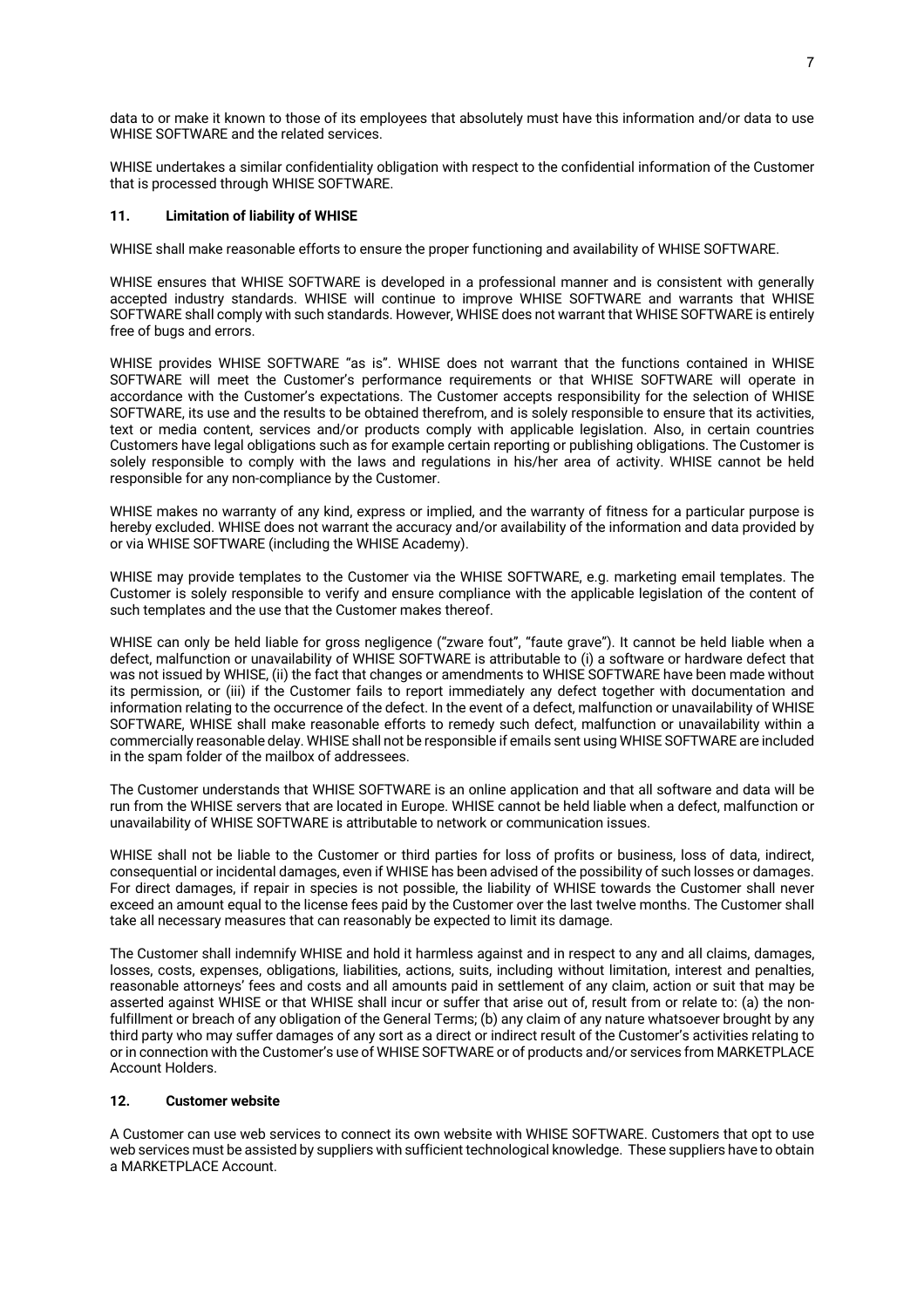data to or make it known to those of its employees that absolutely must have this information and/or data to use WHISE SOFTWARE and the related services.

WHISE undertakes a similar confidentiality obligation with respect to the confidential information of the Customer that is processed through WHISE SOFTWARE.

## 11. Limitation of liability of WHISE

WHISE shall make reasonable efforts to ensure the proper functioning and availability of WHISE SOFTWARE.

WHISE ensures that WHISE SOFTWARE is developed in a professional manner and is consistent with generally accepted industry standards. WHISE will continue to improve WHISE SOFTWARE and warrants that WHISE SOFTWARE shall comply with such standards. However, WHISE does not warrant that WHISE SOFTWARE is entirely free of bugs and errors.

WHISE provides WHISE SOFTWARE "as is". WHISE does not warrant that the functions contained in WHISE SOFTWARE will meet the Customer's performance requirements or that WHISE SOFTWARE will operate in accordance with the Customer's expectations. The Customer accepts responsibility for the selection of WHISE SOFTWARE, its use and the results to be obtained therefrom, and is solely responsible to ensure that its activities, text or media content, services and/or products comply with applicable legislation. Also, in certain countries Customers have legal obligations such as for example certain reporting or publishing obligations. The Customer is solely responsible to comply with the laws and regulations in his/her area of activity. WHISE cannot be held responsible for any non-compliance by the Customer.

WHISE makes no warranty of any kind, express or implied, and the warranty of fitness for a particular purpose is hereby excluded. WHISE does not warrant the accuracy and/or availability of the information and data provided by or via WHISE SOFTWARE (including the WHISE Academy).

WHISE may provide templates to the Customer via the WHISE SOFTWARE, e.g. marketing email templates. The Customer is solely responsible to verify and ensure compliance with the applicable legislation of the content of such templates and the use that the Customer makes thereof.

WHISE can only be held liable for gross negligence ("zware fout", "faute grave"). It cannot be held liable when a defect, malfunction or unavailability of WHISE SOFTWARE is attributable to (i) a software or hardware defect that was not issued by WHISE, (ii) the fact that changes or amendments to WHISE SOFTWARE have been made without its permission, or (iii) if the Customer fails to report immediately any defect together with documentation and information relating to the occurrence of the defect. In the event of a defect, malfunction or unavailability of WHISE SOFTWARE, WHISE shall make reasonable efforts to remedy such defect, malfunction or unavailability within a commercially reasonable delay. WHISE shall not be responsible if emails sent using WHISE SOFTWARE are included in the spam folder of the mailbox of addressees.

The Customer understands that WHISE SOFTWARE is an online application and that all software and data will be run from the WHISE servers that are located in Europe. WHISE cannot be held liable when a defect, malfunction or unavailability of WHISE SOFTWARE is attributable to network or communication issues.

WHISE shall not be liable to the Customer or third parties for loss of profits or business, loss of data, indirect, consequential or incidental damages, even if WHISE has been advised of the possibility of such losses or damages. For direct damages, if repair in species is not possible, the liability of WHISE towards the Customer shall never exceed an amount equal to the license fees paid by the Customer over the last twelve months. The Customer shall take all necessary measures that can reasonably be expected to limit its damage.

The Customer shall indemnify WHISE and hold it harmless against and in respect to any and all claims, damages, losses, costs, expenses, obligations, liabilities, actions, suits, including without limitation, interest and penalties, reasonable attorneys' fees and costs and all amounts paid in settlement of any claim, action or suit that may be asserted against WHISE or that WHISE shall incur or suffer that arise out of, result from or relate to: (a) the non-fulfillment or breach of any obligation of the General Terms; (b) any claim of any nature whatsoever brought by any third party who may suffer damages of any sort as a direct or indirect result of the Customer's activities relating to or in connection with the Customer's use of WHISE SOFTWARE or of products and/or services from MARKETPLACE Account Holders.

## 12. Customer website

A Customer can use web services to connect its own website with WHISE SOFTWARE. Customers that opt to use web services must be assisted by suppliers with sufficient technological knowledge. These suppliers have to obtain a MARKETPLACE Account.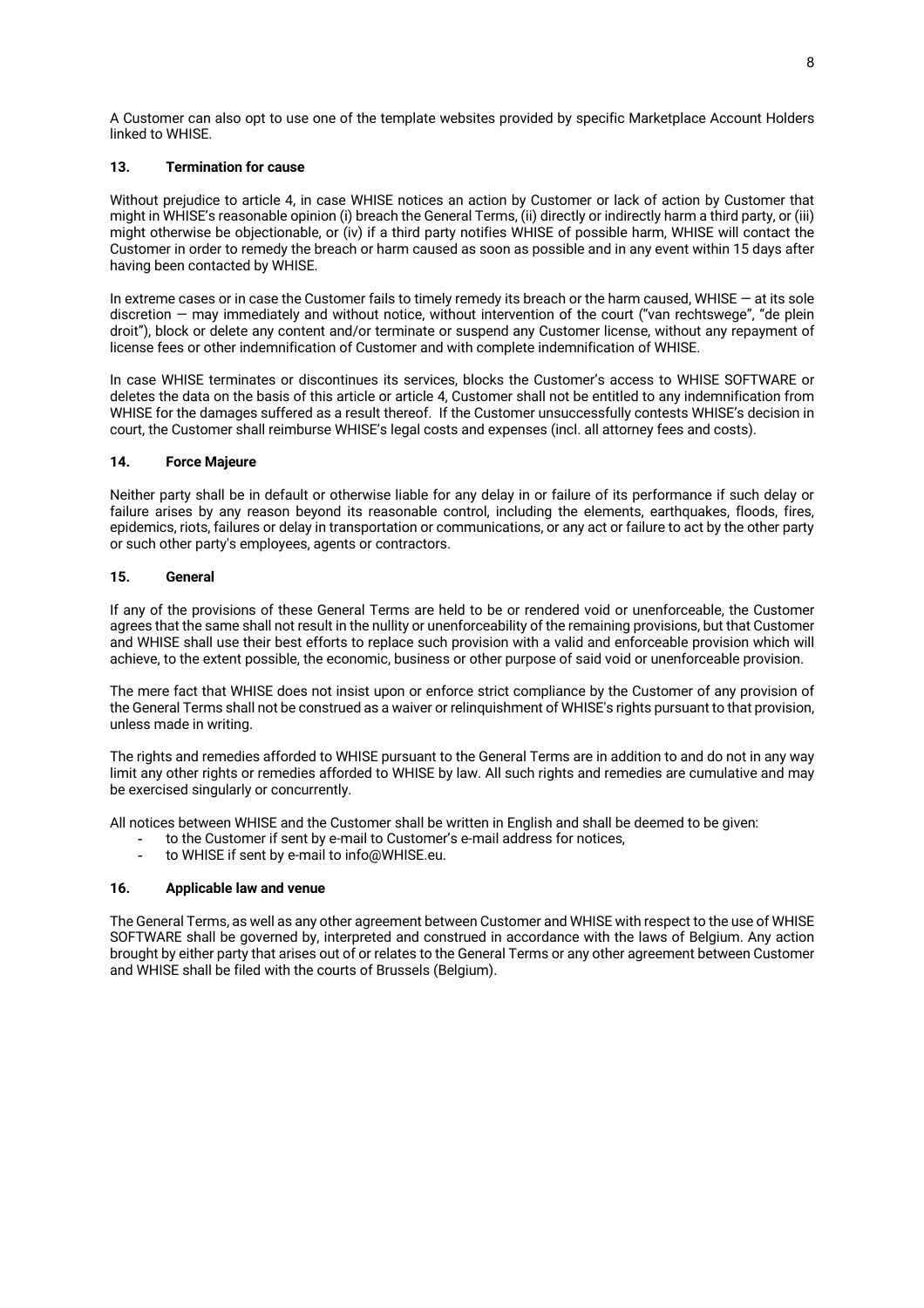A Customer can also opt to use one of the template websites provided by specific Marketplace Account Holders linked to WHISE.

## 13. Termination for cause

Without prejudice to article 4, in case WHISE notices an action by Customer or lack of action by Customer that might in WHISE's reasonable opinion (i) breach the General Terms, (ii) directly or indirectly harm a third party, or (iii) might otherwise be objectionable, or (iv) if a third party notifies WHISE of possible harm, WHISE will contact the Customer in order to remedy the breach or harm caused as soon as possible and in any event within 15 days after having been contacted by WHISE.

In extreme cases or in case the Customer fails to timely remedy its breach or the harm caused, WHISE — at its sole discretion — may immediately and without notice, without intervention of the court ("van rechtswege", "de plein droit"), block or delete any content and/or terminate or suspend any Customer license, without any repayment of license fees or other indemnification of Customer and with complete indemnification of WHISE.

In case WHISE terminates or discontinues its services, blocks the Customer's access to WHISE SOFTWARE or deletes the data on the basis of this article or article 4, Customer shall not be entitled to any indemnification from WHISE for the damages suffered as a result thereof. If the Customer unsuccessfully contests WHISE's decision in court, the Customer shall reimburse WHISE's legal costs and expenses (incl. all attorney fees and costs).

## 14. Force Majeure

Neither party shall be in default or otherwise liable for any delay in or failure of its performance if such delay or failure arises by any reason beyond its reasonable control, including the elements, earthquakes, floods, fires, epidemics, riots, failures or delay in transportation or communications, or any act or failure to act by the other party or such other party's employees, agents or contractors.

## 15. General

If any of the provisions of these General Terms are held to be or rendered void or unenforceable, the Customer agrees that the same shall not result in the nullity or unenforceability of the remaining provisions, but that Customer and WHISE shall use their best efforts to replace such provision with a valid and enforceable provision which will achieve, to the extent possible, the economic, business or other purpose of said void or unenforceable provision.

The mere fact that WHISE does not insist upon or enforce strict compliance by the Customer of any provision of the General Terms shall not be construed as a waiver or relinquishment of WHISE's rights pursuant to that provision, unless made in writing.

The rights and remedies afforded to WHISE pursuant to the General Terms are in addition to and do not in any way limit any other rights or remedies afforded to WHISE by law. All such rights and remedies are cumulative and may be exercised singularly or concurrently.

All notices between WHISE and the Customer shall be written in English and shall be deemed to be given:

- to the Customer if sent by e-mail to Customer's e-mail address for notices,
- to WHISE if sent by e-mail to info@WHISE.eu.

## 16. Applicable law and venue

The General Terms, as well as any other agreement between Customer and WHISE with respect to the use of WHISE SOFTWARE shall be governed by, interpreted and construed in accordance with the laws of Belgium. Any action brought by either party that arises out of or relates to the General Terms or any other agreement between Customer and WHISE shall be filed with the courts of Brussels (Belgium).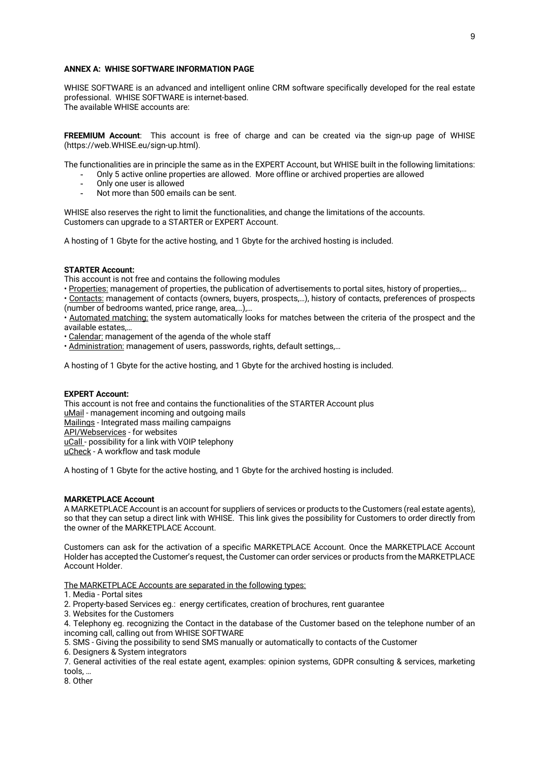**ANNEX A: WHISE SOFTWARE INFORMATION PAGE**

WHISE SOFTWARE is an advanced and intelligent online CRM software specifically developed for the real estate professional. WHISE SOFTWARE is internet-based.
The available WHISE accounts are:

**FREEMIUM Account**: This account is free of charge and can be created via the sign-up page of WHISE (https://web.WHISE.eu/sign-up.html).

The functionalities are in principle the same as in the EXPERT Account, but WHISE built in the following limitations:

- Only 5 active online properties are allowed. More offline or archived properties are allowed
- Only one user is allowed
- Not more than 500 emails can be sent.

WHISE also reserves the right to limit the functionalities, and change the limitations of the accounts.
Customers can upgrade to a STARTER or EXPERT Account.

A hosting of 1 Gbyte for the active hosting, and 1 Gbyte for the archived hosting is included.

**STARTER Account:**
This account is not free and contains the following modules

• Properties: management of properties, the publication of advertisements to portal sites, history of properties,…
• Contacts: management of contacts (owners, buyers, prospects,…), history of contacts, preferences of prospects (number of bedrooms wanted, price range, area,…),…
• Automated matching: the system automatically looks for matches between the criteria of the prospect and the available estates,…
• Calendar: management of the agenda of the whole staff
• Administration: management of users, passwords, rights, default settings,…

A hosting of 1 Gbyte for the active hosting, and 1 Gbyte for the archived hosting is included.

**EXPERT Account:**
This account is not free and contains the functionalities of the STARTER Account plus
uMail - management incoming and outgoing mails
Mailings - Integrated mass mailing campaigns
API/Webservices - for websites
uCall - possibility for a link with VOIP telephony
uCheck - A workflow and task module

A hosting of 1 Gbyte for the active hosting, and 1 Gbyte for the archived hosting is included.

**MARKETPLACE Account**
A MARKETPLACE Account is an account for suppliers of services or products to the Customers (real estate agents), so that they can setup a direct link with WHISE. This link gives the possibility for Customers to order directly from the owner of the MARKETPLACE Account.

Customers can ask for the activation of a specific MARKETPLACE Account. Once the MARKETPLACE Account Holder has accepted the Customer's request, the Customer can order services or products from the MARKETPLACE Account Holder.

The MARKETPLACE Accounts are separated in the following types:

1. Media - Portal sites
2. Property-based Services eg.: energy certificates, creation of brochures, rent guarantee
3. Websites for the Customers
4. Telephony eg. recognizing the Contact in the database of the Customer based on the telephone number of an incoming call, calling out from WHISE SOFTWARE
5. SMS - Giving the possibility to send SMS manually or automatically to contacts of the Customer
6. Designers & System integrators
7. General activities of the real estate agent, examples: opinion systems, GDPR consulting & services, marketing tools, …
8. Other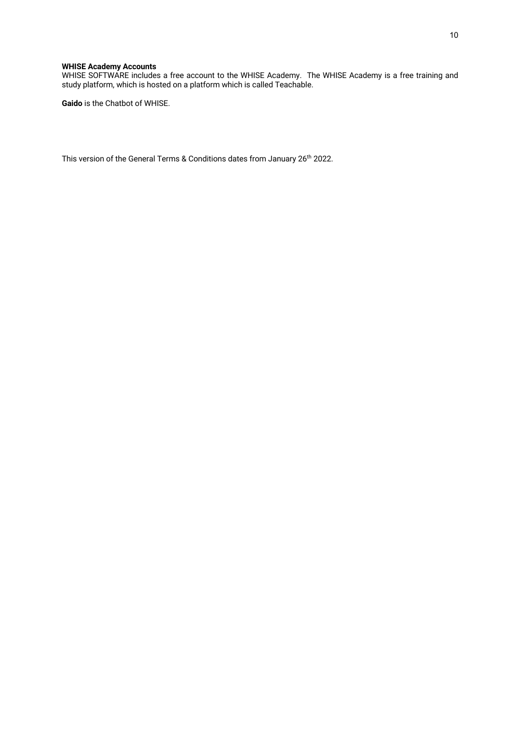**WHISE Academy Accounts**
WHISE SOFTWARE includes a free account to the WHISE Academy. The WHISE Academy is a free training and study platform, which is hosted on a platform which is called Teachable.

**Gaido** is the Chatbot of WHISE.

This version of the General Terms & Conditions dates from January 26th 2022.